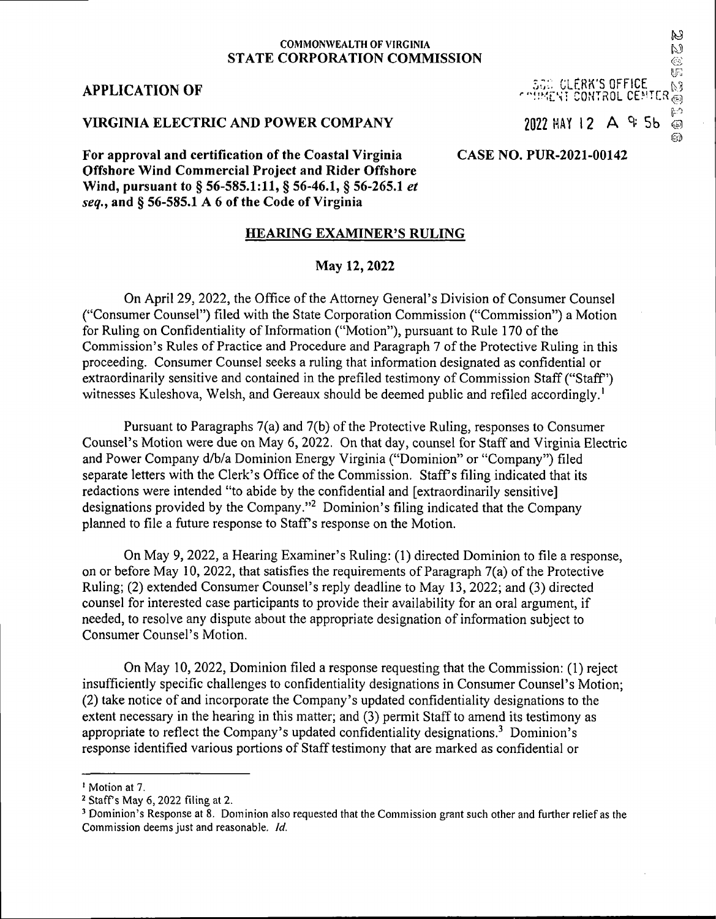COMMONWEALTH OF VIRGINIA
**STATE CORPORATION COMMISSION**

**APPLICATION OF**

**VIRGINIA ELECTRIC AND POWER COMPANY**

SCC CLERK'S OFFICE
DOCUMENT CONTROL CENTER

2022 MAY 12 A 9:56

**For approval and certification of the Coastal Virginia Offshore Wind Commercial Project and Rider Offshore Wind, pursuant to § 56-585.1:11, § 56-46.1, § 56-265.1 *et seq.*, and § 56-585.1 A 6 of the Code of Virginia**

**CASE NO. PUR-2021-00142**

## HEARING EXAMINER'S RULING

**May 12, 2022**

On April 29, 2022, the Office of the Attorney General's Division of Consumer Counsel ("Consumer Counsel") filed with the State Corporation Commission ("Commission") a Motion for Ruling on Confidentiality of Information ("Motion"), pursuant to Rule 170 of the Commission's Rules of Practice and Procedure and Paragraph 7 of the Protective Ruling in this proceeding. Consumer Counsel seeks a ruling that information designated as confidential or extraordinarily sensitive and contained in the prefiled testimony of Commission Staff ("Staff") witnesses Kuleshova, Welsh, and Gereaux should be deemed public and refiled accordingly.[1]

Pursuant to Paragraphs 7(a) and 7(b) of the Protective Ruling, responses to Consumer Counsel's Motion were due on May 6, 2022. On that day, counsel for Staff and Virginia Electric and Power Company d/b/a Dominion Energy Virginia ("Dominion" or "Company") filed separate letters with the Clerk's Office of the Commission. Staff's filing indicated that its redactions were intended "to abide by the confidential and [extraordinarily sensitive] designations provided by the Company."[2] Dominion's filing indicated that the Company planned to file a future response to Staff's response on the Motion.

On May 9, 2022, a Hearing Examiner's Ruling: (1) directed Dominion to file a response, on or before May 10, 2022, that satisfies the requirements of Paragraph 7(a) of the Protective Ruling; (2) extended Consumer Counsel's reply deadline to May 13, 2022; and (3) directed counsel for interested case participants to provide their availability for an oral argument, if needed, to resolve any dispute about the appropriate designation of information subject to Consumer Counsel's Motion.

On May 10, 2022, Dominion filed a response requesting that the Commission: (1) reject insufficiently specific challenges to confidentiality designations in Consumer Counsel's Motion; (2) take notice of and incorporate the Company's updated confidentiality designations to the extent necessary in the hearing in this matter; and (3) permit Staff to amend its testimony as appropriate to reflect the Company's updated confidentiality designations.[3] Dominion's response identified various portions of Staff testimony that are marked as confidential or

---

[1] Motion at 7.

[2] Staff's May 6, 2022 filing at 2.

[3] Dominion's Response at 8. Dominion also requested that the Commission grant such other and further relief as the Commission deems just and reasonable. *Id.*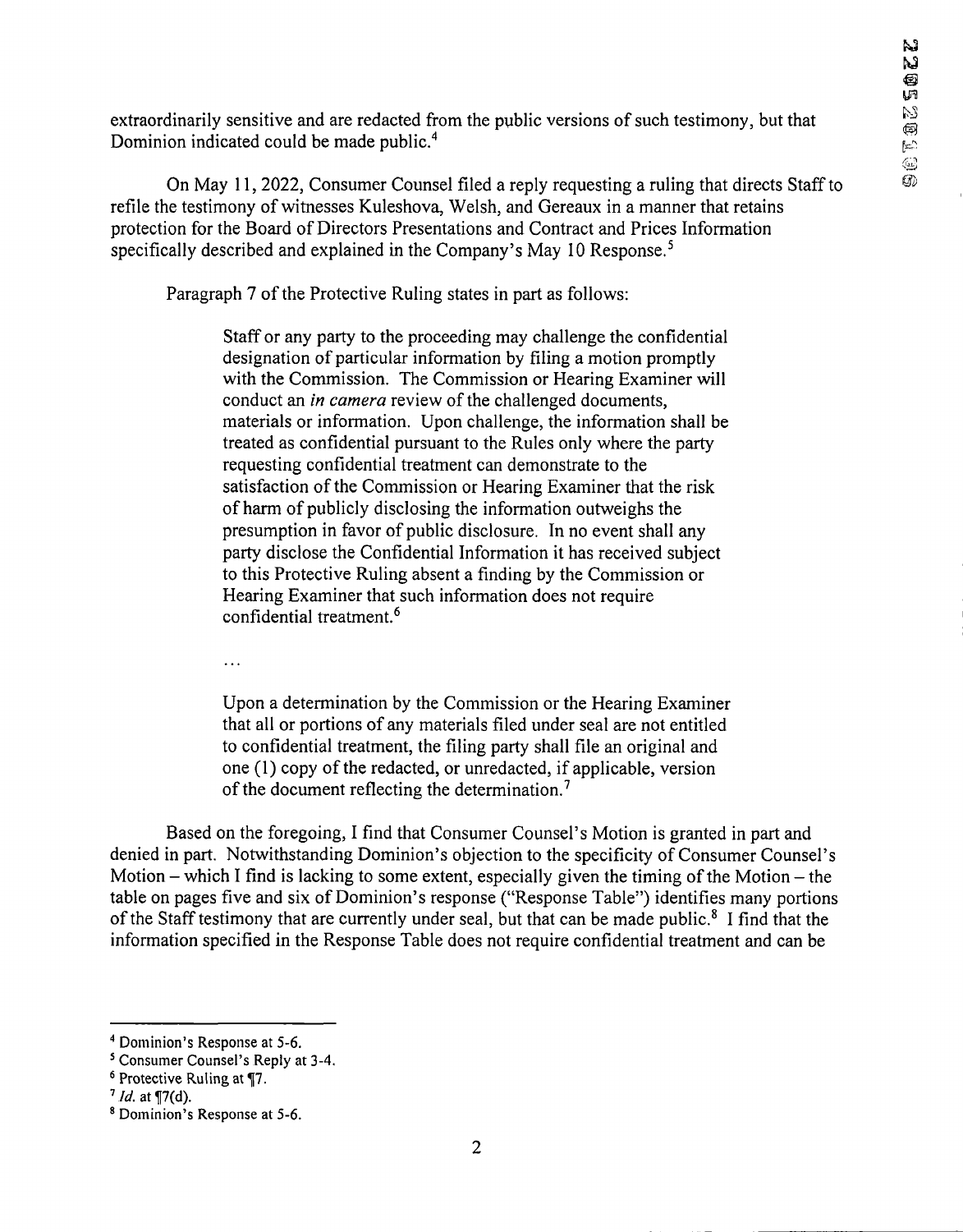extraordinarily sensitive and are redacted from the public versions of such testimony, but that Dominion indicated could be made public.[4]

On May 11, 2022, Consumer Counsel filed a reply requesting a ruling that directs Staff to refile the testimony of witnesses Kuleshova, Welsh, and Gereaux in a manner that retains protection for the Board of Directors Presentations and Contract and Prices Information specifically described and explained in the Company's May 10 Response.[5]

Paragraph 7 of the Protective Ruling states in part as follows:

> Staff or any party to the proceeding may challenge the confidential designation of particular information by filing a motion promptly with the Commission. The Commission or Hearing Examiner will conduct an *in camera* review of the challenged documents, materials or information. Upon challenge, the information shall be treated as confidential pursuant to the Rules only where the party requesting confidential treatment can demonstrate to the satisfaction of the Commission or Hearing Examiner that the risk of harm of publicly disclosing the information outweighs the presumption in favor of public disclosure. In no event shall any party disclose the Confidential Information it has received subject to this Protective Ruling absent a finding by the Commission or Hearing Examiner that such information does not require confidential treatment.[6]
>
> ...
>
> Upon a determination by the Commission or the Hearing Examiner that all or portions of any materials filed under seal are not entitled to confidential treatment, the filing party shall file an original and one (1) copy of the redacted, or unredacted, if applicable, version of the document reflecting the determination.[7]

Based on the foregoing, I find that Consumer Counsel's Motion is granted in part and denied in part. Notwithstanding Dominion's objection to the specificity of Consumer Counsel's Motion – which I find is lacking to some extent, especially given the timing of the Motion – the table on pages five and six of Dominion's response ("Response Table") identifies many portions of the Staff testimony that are currently under seal, but that can be made public.[8] I find that the information specified in the Response Table does not require confidential treatment and can be

---

[4] Dominion's Response at 5-6.

[5] Consumer Counsel's Reply at 3-4.

[6] Protective Ruling at ¶7.

[7] *Id.* at ¶7(d).

[8] Dominion's Response at 5-6.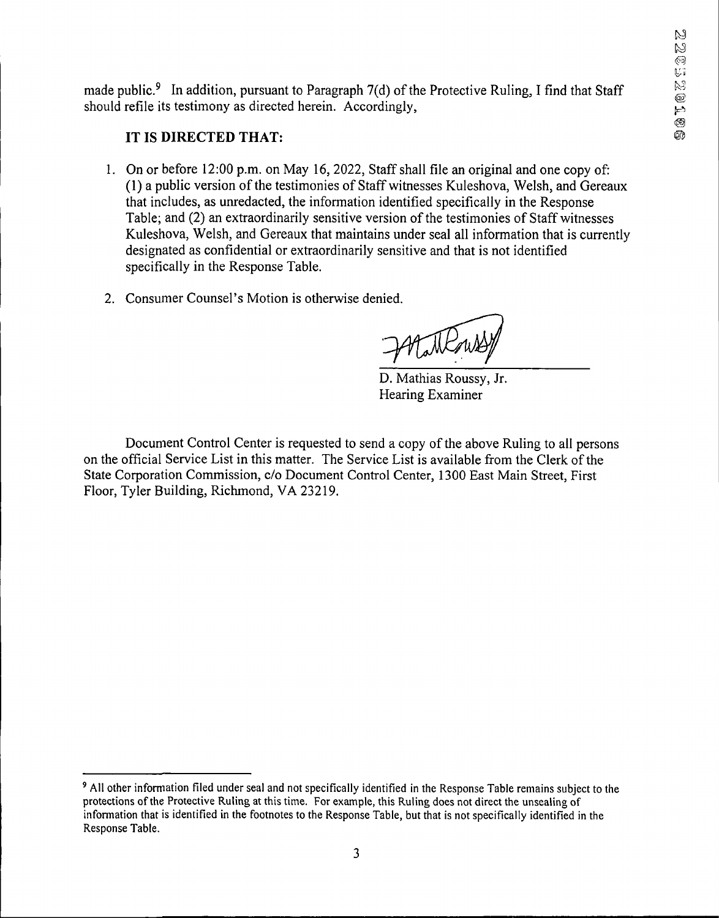made public.[9] In addition, pursuant to Paragraph 7(d) of the Protective Ruling, I find that Staff should refile its testimony as directed herein. Accordingly,

**IT IS DIRECTED THAT:**

1. On or before 12:00 p.m. on May 16, 2022, Staff shall file an original and one copy of: (1) a public version of the testimonies of Staff witnesses Kuleshova, Welsh, and Gereaux that includes, as unredacted, the information identified specifically in the Response Table; and (2) an extraordinarily sensitive version of the testimonies of Staff witnesses Kuleshova, Welsh, and Gereaux that maintains under seal all information that is currently designated as confidential or extraordinarily sensitive and that is not identified specifically in the Response Table.
2. Consumer Counsel's Motion is otherwise denied.

D. Mathias Roussy, Jr.
Hearing Examiner

Document Control Center is requested to send a copy of the above Ruling to all persons on the official Service List in this matter. The Service List is available from the Clerk of the State Corporation Commission, c/o Document Control Center, 1300 East Main Street, First Floor, Tyler Building, Richmond, VA 23219.

[9] All other information filed under seal and not specifically identified in the Response Table remains subject to the protections of the Protective Ruling at this time. For example, this Ruling does not direct the unsealing of information that is identified in the footnotes to the Response Table, but that is not specifically identified in the Response Table.